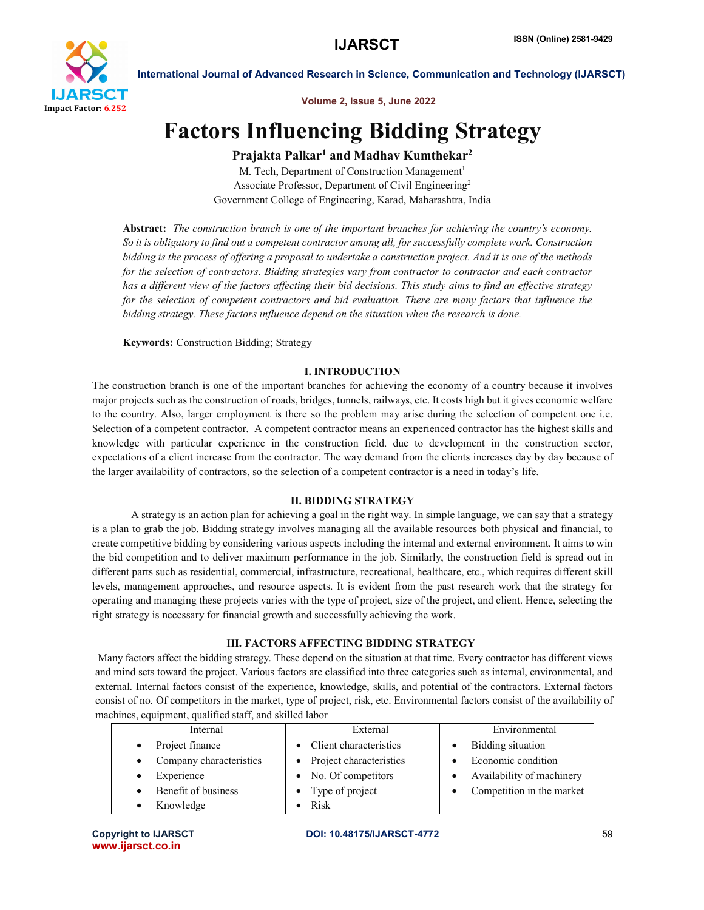# Factors Influencing Bidding Strategy

**Prajakta Palkar[1] and Madhav Kumthekar[2]**

M. Tech, Department of Construction Management[1]
Associate Professor, Department of Civil Engineering[2]
Government College of Engineering, Karad, Maharashtra, India

**Abstract:** *The construction branch is one of the important branches for achieving the country's economy. So it is obligatory to find out a competent contractor among all, for successfully complete work. Construction bidding is the process of offering a proposal to undertake a construction project. And it is one of the methods for the selection of contractors. Bidding strategies vary from contractor to contractor and each contractor has a different view of the factors affecting their bid decisions. This study aims to find an effective strategy for the selection of competent contractors and bid evaluation. There are many factors that influence the bidding strategy. These factors influence depend on the situation when the research is done.*

**Keywords:** Construction Bidding; Strategy

## I. INTRODUCTION

The construction branch is one of the important branches for achieving the economy of a country because it involves major projects such as the construction of roads, bridges, tunnels, railways, etc. It costs high but it gives economic welfare to the country. Also, larger employment is there so the problem may arise during the selection of competent one i.e. Selection of a competent contractor. A competent contractor means an experienced contractor has the highest skills and knowledge with particular experience in the construction field. due to development in the construction sector, expectations of a client increase from the contractor. The way demand from the clients increases day by day because of the larger availability of contractors, so the selection of a competent contractor is a need in today's life.

## II. BIDDING STRATEGY

A strategy is an action plan for achieving a goal in the right way. In simple language, we can say that a strategy is a plan to grab the job. Bidding strategy involves managing all the available resources both physical and financial, to create competitive bidding by considering various aspects including the internal and external environment. It aims to win the bid competition and to deliver maximum performance in the job. Similarly, the construction field is spread out in different parts such as residential, commercial, infrastructure, recreational, healthcare, etc., which requires different skill levels, management approaches, and resource aspects. It is evident from the past research work that the strategy for operating and managing these projects varies with the type of project, size of the project, and client. Hence, selecting the right strategy is necessary for financial growth and successfully achieving the work.

## III. FACTORS AFFECTING BIDDING STRATEGY

Many factors affect the bidding strategy. These depend on the situation at that time. Every contractor has different views and mind sets toward the project. Various factors are classified into three categories such as internal, environmental, and external. Internal factors consist of the experience, knowledge, skills, and potential of the contractors. External factors consist of no. Of competitors in the market, type of project, risk, etc. Environmental factors consist of the availability of machines, equipment, qualified staff, and skilled labor

| Internal | External | Environmental |
|---|---|---|
| • Project finance | • Client characteristics | • Bidding situation |
| • Company characteristics | • Project characteristics | • Economic condition |
| • Experience | • No. Of competitors | • Availability of machinery |
| • Benefit of business | • Type of project | • Competition in the market |
| • Knowledge | • Risk | |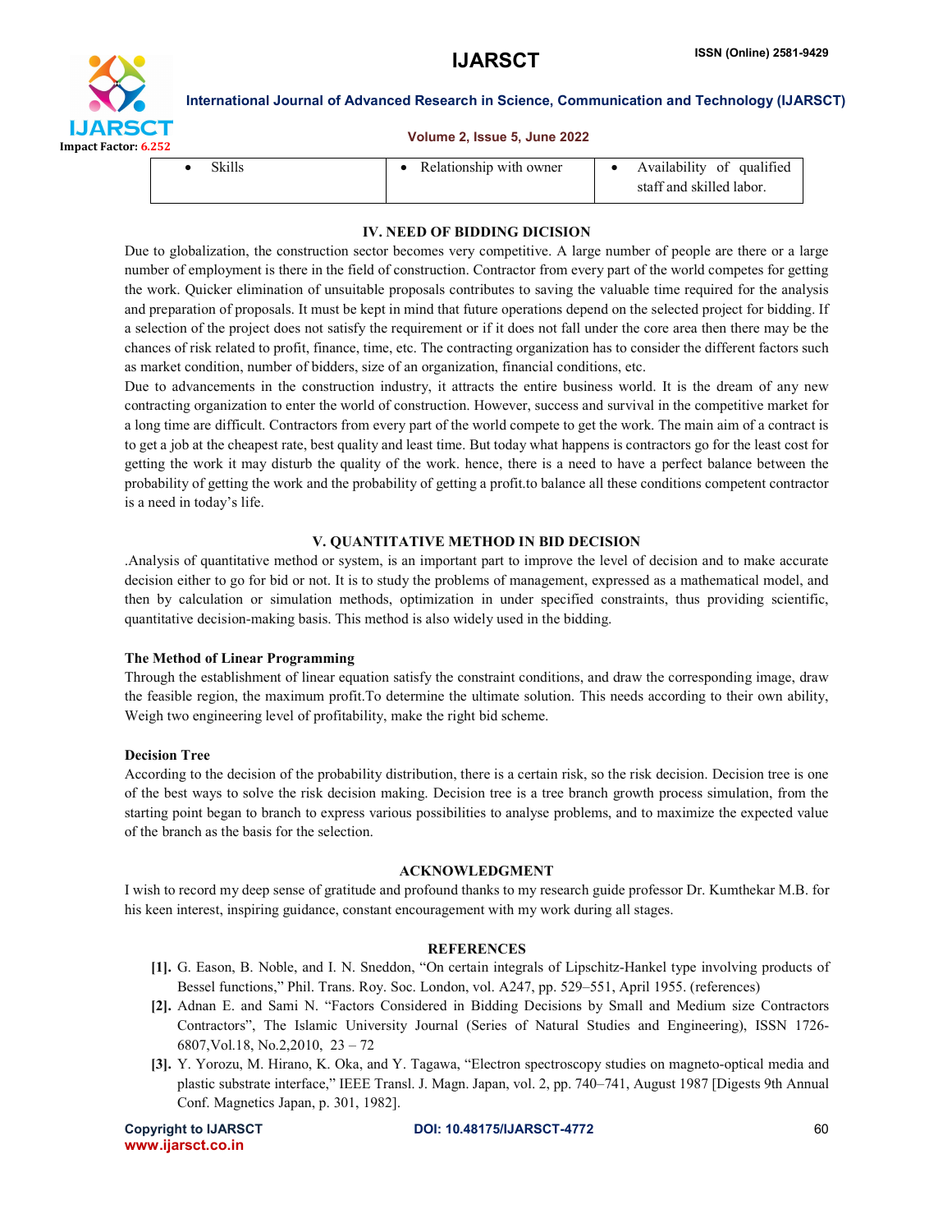| • Skills | • Relationship with owner | • Availability of qualified staff and skilled labor. |
| --- | --- | --- |

## IV. NEED OF BIDDING DICISION

Due to globalization, the construction sector becomes very competitive. A large number of people are there or a large number of employment is there in the field of construction. Contractor from every part of the world competes for getting the work. Quicker elimination of unsuitable proposals contributes to saving the valuable time required for the analysis and preparation of proposals. It must be kept in mind that future operations depend on the selected project for bidding. If a selection of the project does not satisfy the requirement or if it does not fall under the core area then there may be the chances of risk related to profit, finance, time, etc. The contracting organization has to consider the different factors such as market condition, number of bidders, size of an organization, financial conditions, etc.

Due to advancements in the construction industry, it attracts the entire business world. It is the dream of any new contracting organization to enter the world of construction. However, success and survival in the competitive market for a long time are difficult. Contractors from every part of the world compete to get the work. The main aim of a contract is to get a job at the cheapest rate, best quality and least time. But today what happens is contractors go for the least cost for getting the work it may disturb the quality of the work. hence, there is a need to have a perfect balance between the probability of getting the work and the probability of getting a profit.to balance all these conditions competent contractor is a need in today's life.

## V. QUANTITATIVE METHOD IN BID DECISION

.Analysis of quantitative method or system, is an important part to improve the level of decision and to make accurate decision either to go for bid or not. It is to study the problems of management, expressed as a mathematical model, and then by calculation or simulation methods, optimization in under specified constraints, thus providing scientific, quantitative decision-making basis. This method is also widely used in the bidding.

**The Method of Linear Programming**

Through the establishment of linear equation satisfy the constraint conditions, and draw the corresponding image, draw the feasible region, the maximum profit.To determine the ultimate solution. This needs according to their own ability, Weigh two engineering level of profitability, make the right bid scheme.

**Decision Tree**

According to the decision of the probability distribution, there is a certain risk, so the risk decision. Decision tree is one of the best ways to solve the risk decision making. Decision tree is a tree branch growth process simulation, from the starting point began to branch to express various possibilities to analyse problems, and to maximize the expected value of the branch as the basis for the selection.

## ACKNOWLEDGMENT

I wish to record my deep sense of gratitude and profound thanks to my research guide professor Dr. Kumthekar M.B. for his keen interest, inspiring guidance, constant encouragement with my work during all stages.

## REFERENCES

**[1].** G. Eason, B. Noble, and I. N. Sneddon, "On certain integrals of Lipschitz-Hankel type involving products of Bessel functions," Phil. Trans. Roy. Soc. London, vol. A247, pp. 529–551, April 1955. (references)

**[2].** Adnan E. and Sami N. "Factors Considered in Bidding Decisions by Small and Medium size Contractors Contractors", The Islamic University Journal (Series of Natural Studies and Engineering), ISSN 1726-6807,Vol.18, No.2,2010, 23 – 72

**[3].** Y. Yorozu, M. Hirano, K. Oka, and Y. Tagawa, "Electron spectroscopy studies on magneto-optical media and plastic substrate interface," IEEE Transl. J. Magn. Japan, vol. 2, pp. 740–741, August 1987 [Digests 9th Annual Conf. Magnetics Japan, p. 301, 1982].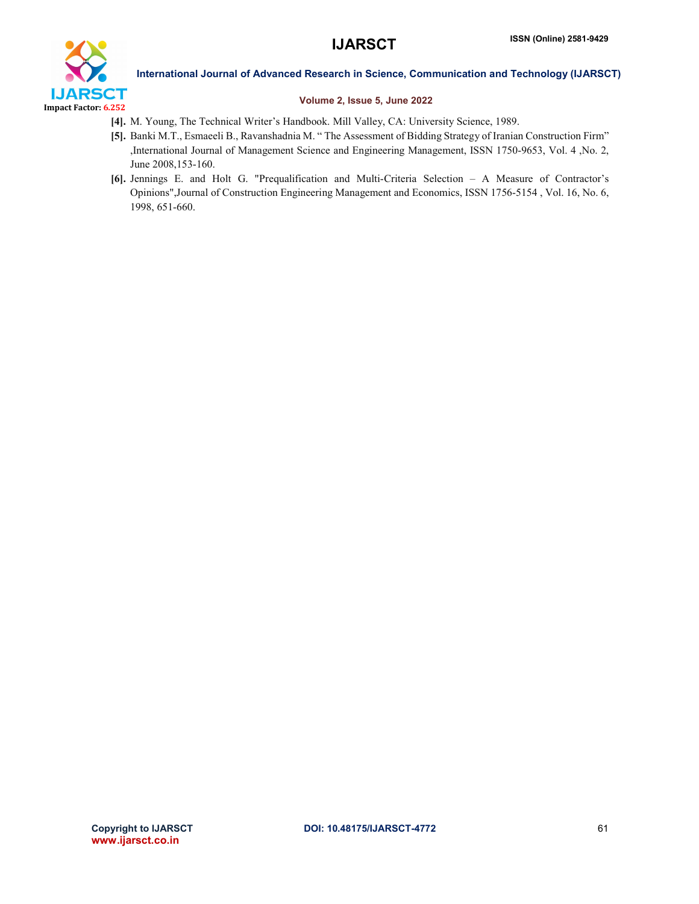**[4].** M. Young, The Technical Writer's Handbook. Mill Valley, CA: University Science, 1989.

**[5].** Banki M.T., Esmaeeli B., Ravanshadnia M. " The Assessment of Bidding Strategy of Iranian Construction Firm" ,International Journal of Management Science and Engineering Management, ISSN 1750-9653, Vol. 4 ,No. 2, June 2008,153-160.

**[6].** Jennings E. and Holt G. "Prequalification and Multi-Criteria Selection – A Measure of Contractor's Opinions",Journal of Construction Engineering Management and Economics, ISSN 1756-5154 , Vol. 16, No. 6, 1998, 651-660.